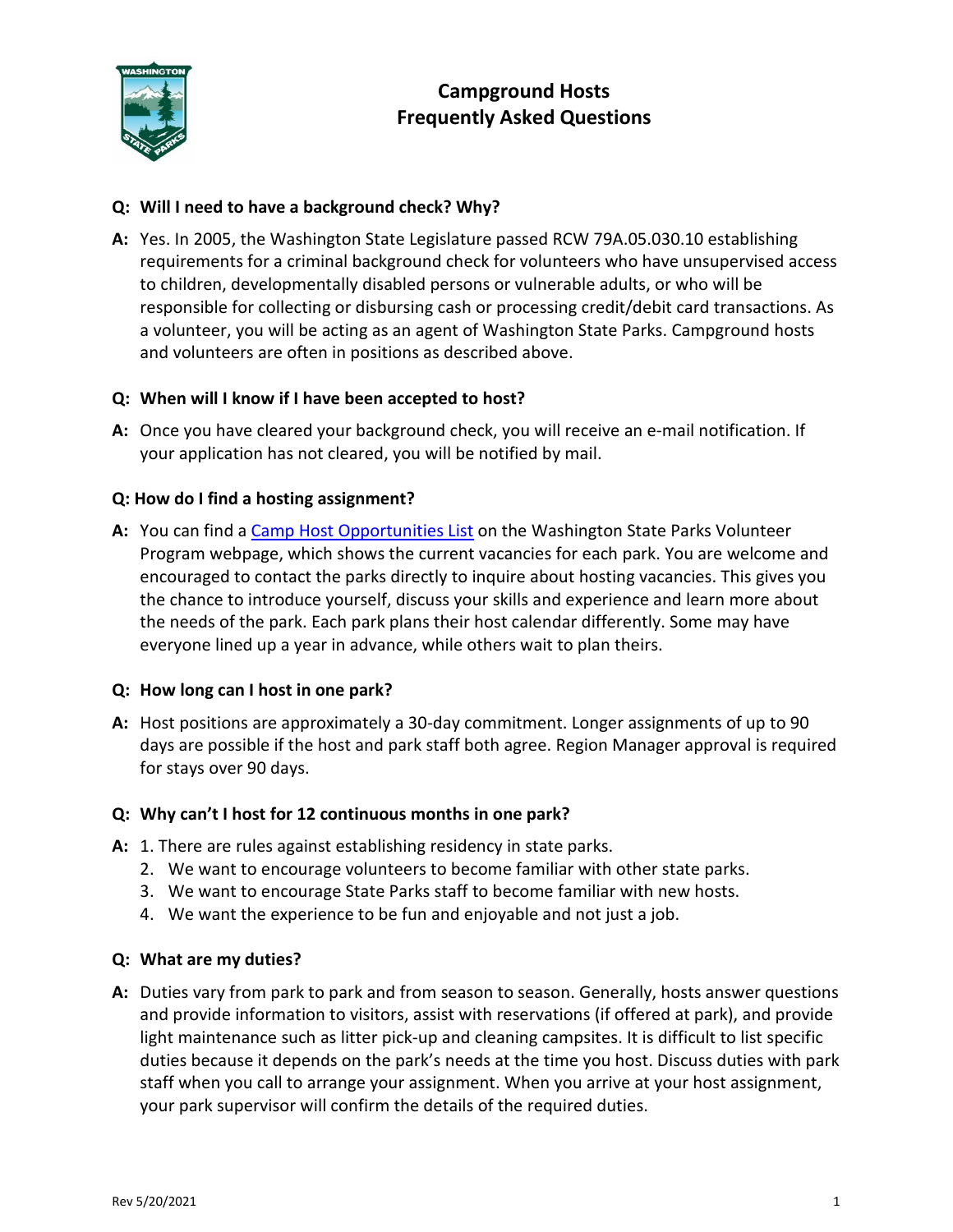# Campground Hosts
# Frequently Asked Questions

**Q: Will I need to have a background check? Why?**

**A:** Yes. In 2005, the Washington State Legislature passed RCW 79A.05.030.10 establishing requirements for a criminal background check for volunteers who have unsupervised access to children, developmentally disabled persons or vulnerable adults, or who will be responsible for collecting or disbursing cash or processing credit/debit card transactions. As a volunteer, you will be acting as an agent of Washington State Parks. Campground hosts and volunteers are often in positions as described above.

**Q: When will I know if I have been accepted to host?**

**A:** Once you have cleared your background check, you will receive an e-mail notification. If your application has not cleared, you will be notified by mail.

**Q: How do I find a hosting assignment?**

**A:** You can find a Camp Host Opportunities List on the Washington State Parks Volunteer Program webpage, which shows the current vacancies for each park. You are welcome and encouraged to contact the parks directly to inquire about hosting vacancies. This gives you the chance to introduce yourself, discuss your skills and experience and learn more about the needs of the park. Each park plans their host calendar differently. Some may have everyone lined up a year in advance, while others wait to plan theirs.

**Q: How long can I host in one park?**

**A:** Host positions are approximately a 30-day commitment. Longer assignments of up to 90 days are possible if the host and park staff both agree. Region Manager approval is required for stays over 90 days.

**Q: Why can't I host for 12 continuous months in one park?**

**A:**
1. There are rules against establishing residency in state parks.
2. We want to encourage volunteers to become familiar with other state parks.
3. We want to encourage State Parks staff to become familiar with new hosts.
4. We want the experience to be fun and enjoyable and not just a job.

**Q: What are my duties?**

**A:** Duties vary from park to park and from season to season. Generally, hosts answer questions and provide information to visitors, assist with reservations (if offered at park), and provide light maintenance such as litter pick-up and cleaning campsites. It is difficult to list specific duties because it depends on the park's needs at the time you host. Discuss duties with park staff when you call to arrange your assignment. When you arrive at your host assignment, your park supervisor will confirm the details of the required duties.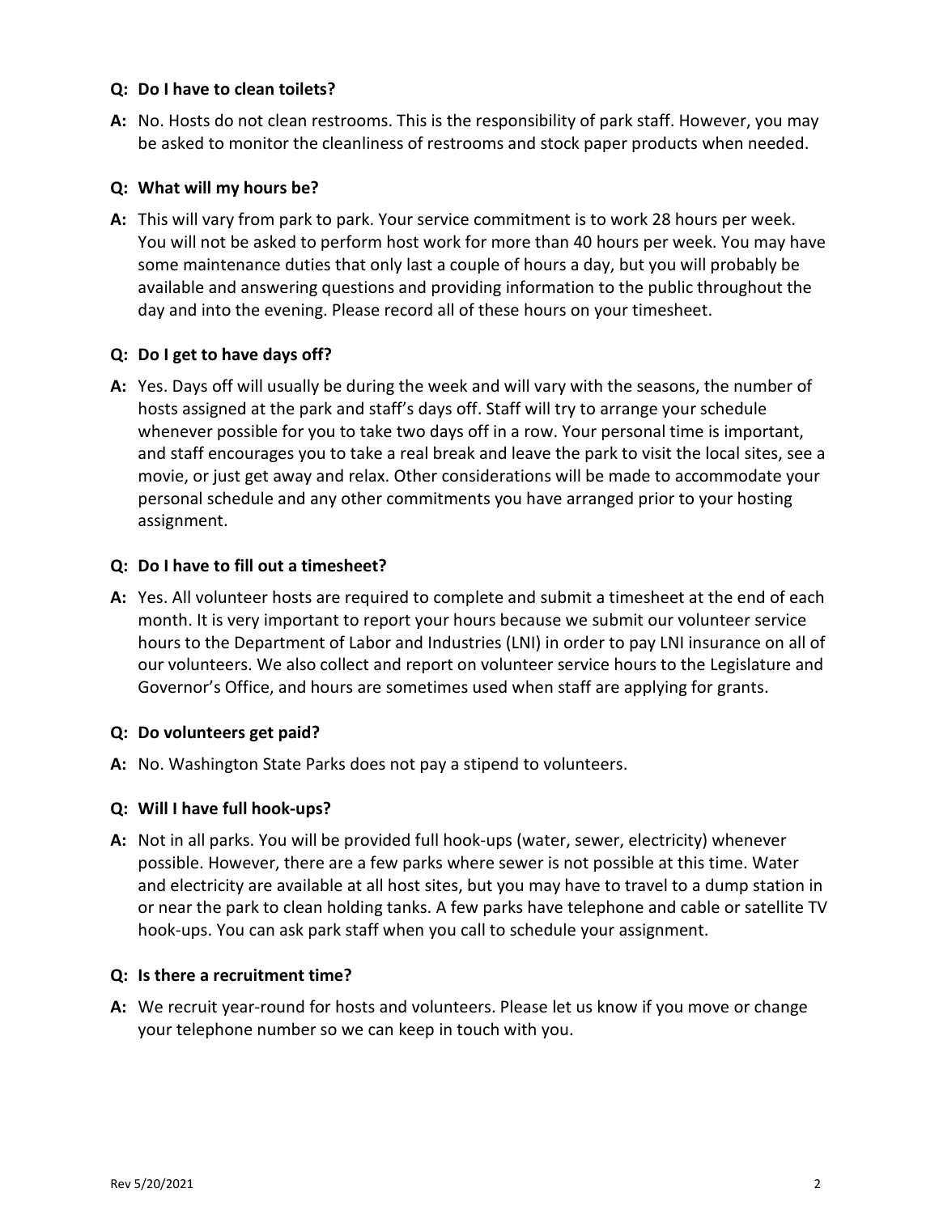**Q: Do I have to clean toilets?**

**A:** No. Hosts do not clean restrooms. This is the responsibility of park staff. However, you may be asked to monitor the cleanliness of restrooms and stock paper products when needed.

**Q: What will my hours be?**

**A:** This will vary from park to park. Your service commitment is to work 28 hours per week. You will not be asked to perform host work for more than 40 hours per week. You may have some maintenance duties that only last a couple of hours a day, but you will probably be available and answering questions and providing information to the public throughout the day and into the evening. Please record all of these hours on your timesheet.

**Q: Do I get to have days off?**

**A:** Yes. Days off will usually be during the week and will vary with the seasons, the number of hosts assigned at the park and staff's days off. Staff will try to arrange your schedule whenever possible for you to take two days off in a row. Your personal time is important, and staff encourages you to take a real break and leave the park to visit the local sites, see a movie, or just get away and relax. Other considerations will be made to accommodate your personal schedule and any other commitments you have arranged prior to your hosting assignment.

**Q: Do I have to fill out a timesheet?**

**A:** Yes. All volunteer hosts are required to complete and submit a timesheet at the end of each month. It is very important to report your hours because we submit our volunteer service hours to the Department of Labor and Industries (LNI) in order to pay LNI insurance on all of our volunteers. We also collect and report on volunteer service hours to the Legislature and Governor's Office, and hours are sometimes used when staff are applying for grants.

**Q: Do volunteers get paid?**

**A:** No. Washington State Parks does not pay a stipend to volunteers.

**Q: Will I have full hook-ups?**

**A:** Not in all parks. You will be provided full hook-ups (water, sewer, electricity) whenever possible. However, there are a few parks where sewer is not possible at this time. Water and electricity are available at all host sites, but you may have to travel to a dump station in or near the park to clean holding tanks. A few parks have telephone and cable or satellite TV hook-ups. You can ask park staff when you call to schedule your assignment.

**Q: Is there a recruitment time?**

**A:** We recruit year-round for hosts and volunteers. Please let us know if you move or change your telephone number so we can keep in touch with you.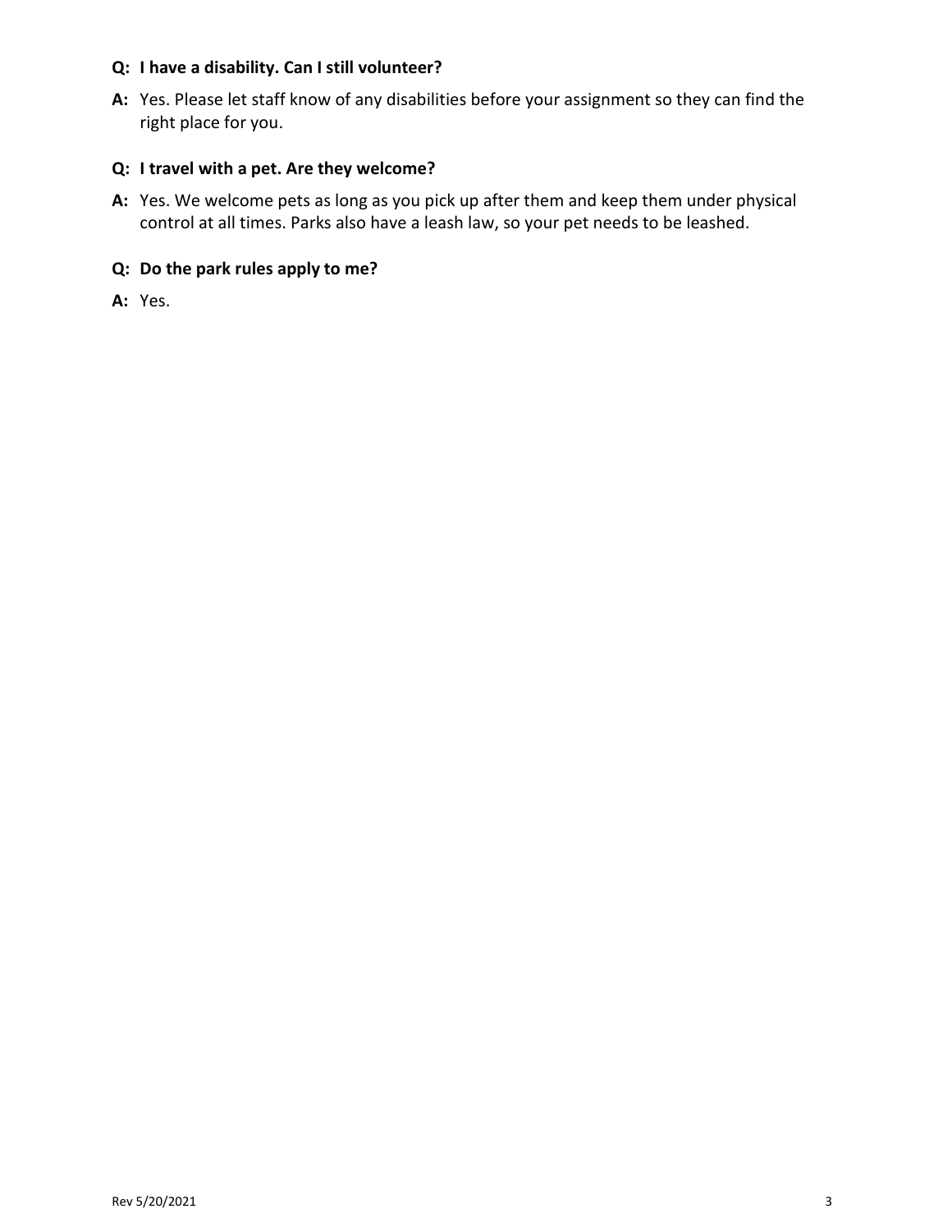**Q: I have a disability. Can I still volunteer?**

**A:** Yes. Please let staff know of any disabilities before your assignment so they can find the right place for you.

**Q: I travel with a pet. Are they welcome?**

**A:** Yes. We welcome pets as long as you pick up after them and keep them under physical control at all times. Parks also have a leash law, so your pet needs to be leashed.

**Q: Do the park rules apply to me?**

**A:** Yes.